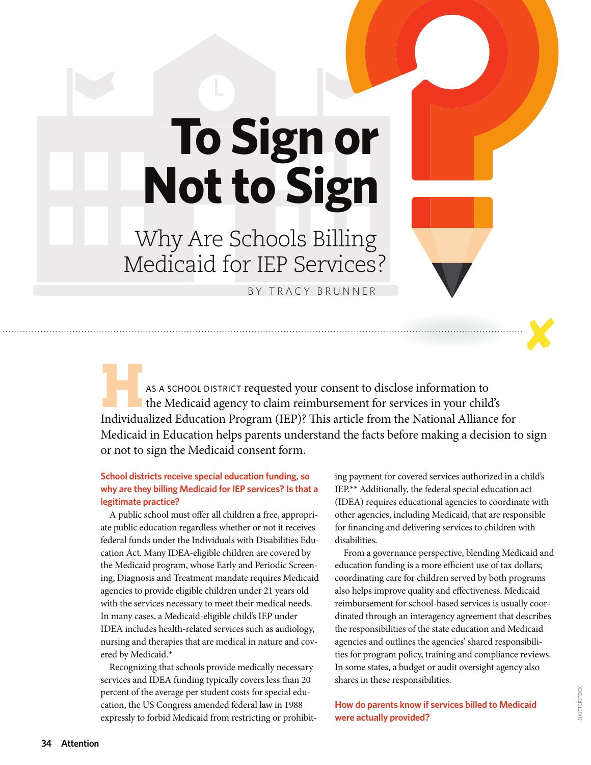# To Sign or Not to Sign

## Why Are Schools Billing Medicaid for IEP Services?

BY TRACY BRUNNER

HAS A SCHOOL DISTRICT requested your consent to disclose information to the Medicaid agency to claim reimbursement for services in your child's Individualized Education Program (IEP)? This article from the National Alliance for Medicaid in Education helps parents understand the facts before making a decision to sign or not to sign the Medicaid consent form.

**School districts receive special education funding, so why are they billing Medicaid for IEP services? Is that a legitimate practice?**

A public school must offer all children a free, appropriate public education regardless whether or not it receives federal funds under the Individuals with Disabilities Education Act. Many IDEA-eligible children are covered by the Medicaid program, whose Early and Periodic Screening, Diagnosis and Treatment mandate requires Medicaid agencies to provide eligible children under 21 years old with the services necessary to meet their medical needs. In many cases, a Medicaid-eligible child's IEP under IDEA includes health-related services such as audiology, nursing and therapies that are medical in nature and covered by Medicaid.*

Recognizing that schools provide medically necessary services and IDEA funding typically covers less than 20 percent of the average per student costs for special education, the US Congress amended federal law in 1988 expressly to forbid Medicaid from restricting or prohibiting payment for covered services authorized in a child's IEP.** Additionally, the federal special education act (IDEA) requires educational agencies to coordinate with other agencies, including Medicaid, that are responsible for financing and delivering services to children with disabilities.

From a governance perspective, blending Medicaid and education funding is a more efficient use of tax dollars; coordinating care for children served by both programs also helps improve quality and effectiveness. Medicaid reimbursement for school-based services is usually coordinated through an interagency agreement that describes the responsibilities of the state education and Medicaid agencies and outlines the agencies' shared responsibilities for program policy, training and compliance reviews. In some states, a budget or audit oversight agency also shares in these responsibilities.

**How do parents know if services billed to Medicaid were actually provided?**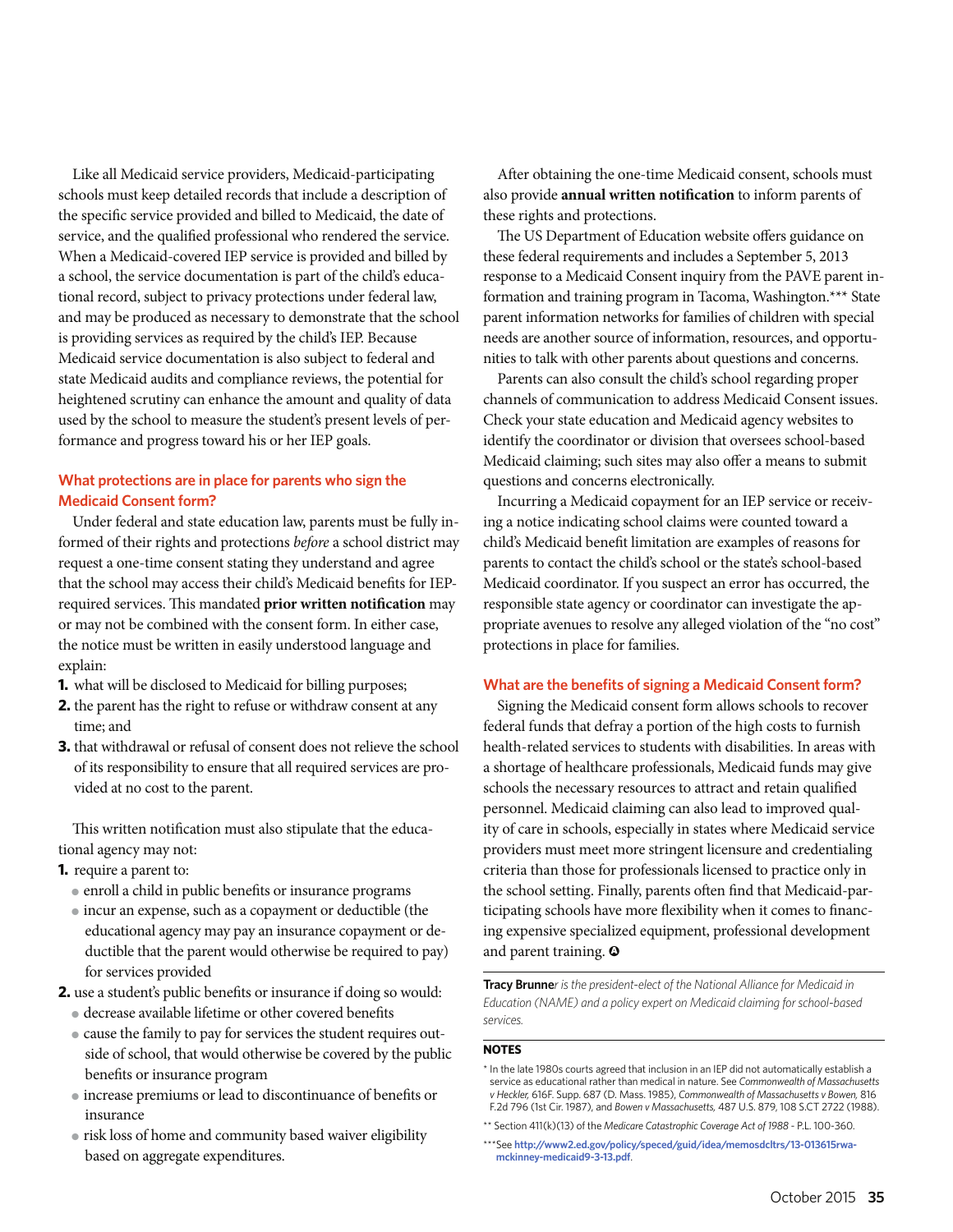Like all Medicaid service providers, Medicaid-participating schools must keep detailed records that include a description of the specific service provided and billed to Medicaid, the date of service, and the qualified professional who rendered the service. When a Medicaid-covered IEP service is provided and billed by a school, the service documentation is part of the child's educational record, subject to privacy protections under federal law, and may be produced as necessary to demonstrate that the school is providing services as required by the child's IEP. Because Medicaid service documentation is also subject to federal and state Medicaid audits and compliance reviews, the potential for heightened scrutiny can enhance the amount and quality of data used by the school to measure the student's present levels of performance and progress toward his or her IEP goals.

## What protections are in place for parents who sign the Medicaid Consent form?

Under federal and state education law, parents must be fully informed of their rights and protections *before* a school district may request a one-time consent stating they understand and agree that the school may access their child's Medicaid benefits for IEP-required services. This mandated **prior written notification** may or may not be combined with the consent form. In either case, the notice must be written in easily understood language and explain:

1. what will be disclosed to Medicaid for billing purposes;
2. the parent has the right to refuse or withdraw consent at any time; and
3. that withdrawal or refusal of consent does not relieve the school of its responsibility to ensure that all required services are provided at no cost to the parent.

This written notification must also stipulate that the educational agency may not:

1. require a parent to:
   - enroll a child in public benefits or insurance programs
   - incur an expense, such as a copayment or deductible (the educational agency may pay an insurance copayment or deductible that the parent would otherwise be required to pay) for services provided
2. use a student's public benefits or insurance if doing so would:
   - decrease available lifetime or other covered benefits
   - cause the family to pay for services the student requires outside of school, that would otherwise be covered by the public benefits or insurance program
   - increase premiums or lead to discontinuance of benefits or insurance
   - risk loss of home and community based waiver eligibility based on aggregate expenditures.

After obtaining the one-time Medicaid consent, schools must also provide **annual written notification** to inform parents of these rights and protections.

The US Department of Education website offers guidance on these federal requirements and includes a September 5, 2013 response to a Medicaid Consent inquiry from the PAVE parent information and training program in Tacoma, Washington.*** State parent information networks for families of children with special needs are another source of information, resources, and opportunities to talk with other parents about questions and concerns.

Parents can also consult the child's school regarding proper channels of communication to address Medicaid Consent issues. Check your state education and Medicaid agency websites to identify the coordinator or division that oversees school-based Medicaid claiming; such sites may also offer a means to submit questions and concerns electronically.

Incurring a Medicaid copayment for an IEP service or receiving a notice indicating school claims were counted toward a child's Medicaid benefit limitation are examples of reasons for parents to contact the child's school or the state's school-based Medicaid coordinator. If you suspect an error has occurred, the responsible state agency or coordinator can investigate the appropriate avenues to resolve any alleged violation of the "no cost" protections in place for families.

## What are the benefits of signing a Medicaid Consent form?

Signing the Medicaid consent form allows schools to recover federal funds that defray a portion of the high costs to furnish health-related services to students with disabilities. In areas with a shortage of healthcare professionals, Medicaid funds may give schools the necessary resources to attract and retain qualified personnel. Medicaid claiming can also lead to improved quality of care in schools, especially in states where Medicaid service providers must meet more stringent licensure and credentialing criteria than those for professionals licensed to practice only in the school setting. Finally, parents often find that Medicaid-participating schools have more flexibility when it comes to financing expensive specialized equipment, professional development and parent training.

**Tracy Brunner** *is the president-elect of the National Alliance for Medicaid in Education (NAME) and a policy expert on Medicaid claiming for school-based services.*

### NOTES

\* In the late 1980s courts agreed that inclusion in an IEP did not automatically establish a service as educational rather than medical in nature. See *Commonwealth of Massachusetts v Heckler,* 616F. Supp. 687 (D. Mass. 1985), *Commonwealth of Massachusetts v Bowen,* 816 F.2d 796 (1st Cir. 1987), and *Bowen v Massachusetts,* 487 U.S. 879, 108 S.CT 2722 (1988).

\** Section 411(k)(13) of the *Medicare Catastrophic Coverage Act of 1988* - P.L. 100-360.

\*** See **http://www2.ed.gov/policy/speced/guid/idea/memosdcltrs/13-013615rwa-mckinney-medicaid9-3-13.pdf**.